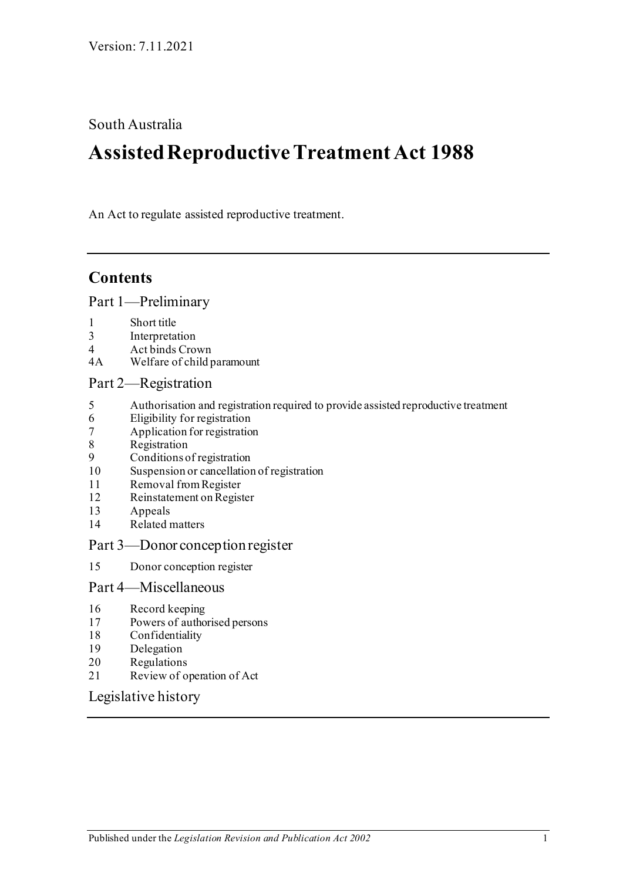Version: 7.11.2021

South Australia

# Assisted Reproductive Treatment Act 1988

An Act to regulate assisted reproductive treatment.

## Contents

### Part 1—Preliminary

1 Short title
3 Interpretation
4 Act binds Crown
4A Welfare of child paramount

### Part 2—Registration

5 Authorisation and registration required to provide assisted reproductive treatment
6 Eligibility for registration
7 Application for registration
8 Registration
9 Conditions of registration
10 Suspension or cancellation of registration
11 Removal from Register
12 Reinstatement on Register
13 Appeals
14 Related matters

### Part 3—Donor conception register

15 Donor conception register

### Part 4—Miscellaneous

16 Record keeping
17 Powers of authorised persons
18 Confidentiality
19 Delegation
20 Regulations
21 Review of operation of Act

### Legislative history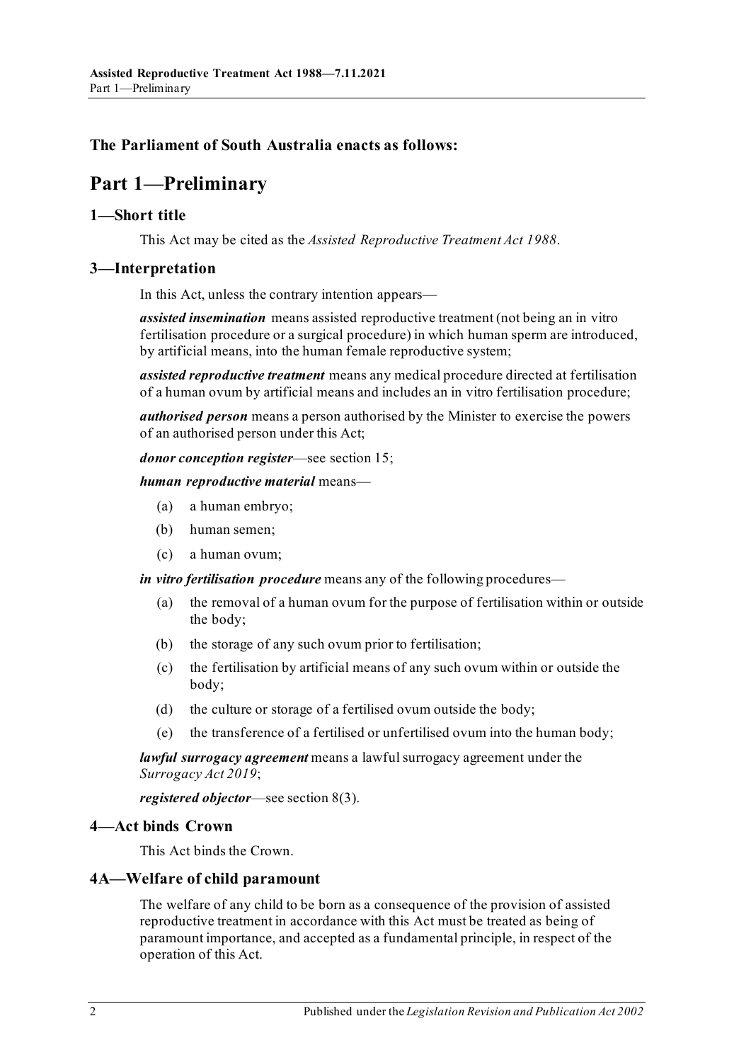**The Parliament of South Australia enacts as follows:**

# Part 1—Preliminary

## 1—Short title

This Act may be cited as the *Assisted Reproductive Treatment Act 1988*.

## 3—Interpretation

In this Act, unless the contrary intention appears—

***assisted insemination*** means assisted reproductive treatment (not being an in vitro fertilisation procedure or a surgical procedure) in which human sperm are introduced, by artificial means, into the human female reproductive system;

***assisted reproductive treatment*** means any medical procedure directed at fertilisation of a human ovum by artificial means and includes an in vitro fertilisation procedure;

***authorised person*** means a person authorised by the Minister to exercise the powers of an authorised person under this Act;

***donor conception register***—see section 15;

***human reproductive material*** means—

(a) a human embryo;

(b) human semen;

(c) a human ovum;

***in vitro fertilisation procedure*** means any of the following procedures—

(a) the removal of a human ovum for the purpose of fertilisation within or outside the body;

(b) the storage of any such ovum prior to fertilisation;

(c) the fertilisation by artificial means of any such ovum within or outside the body;

(d) the culture or storage of a fertilised ovum outside the body;

(e) the transference of a fertilised or unfertilised ovum into the human body;

***lawful surrogacy agreement*** means a lawful surrogacy agreement under the *Surrogacy Act 2019*;

***registered objector***—see section 8(3).

## 4—Act binds Crown

This Act binds the Crown.

## 4A—Welfare of child paramount

The welfare of any child to be born as a consequence of the provision of assisted reproductive treatment in accordance with this Act must be treated as being of paramount importance, and accepted as a fundamental principle, in respect of the operation of this Act.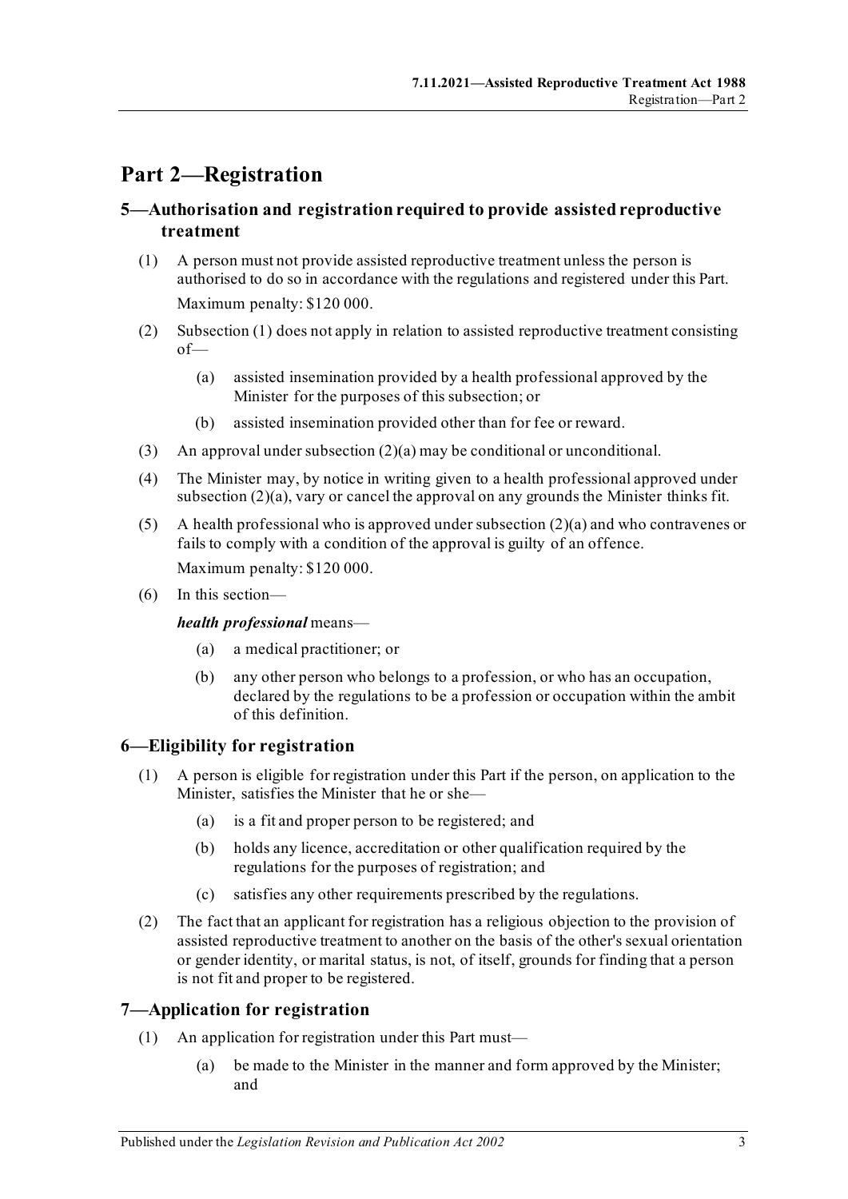# Part 2—Registration

## 5—Authorisation and registration required to provide assisted reproductive treatment

(1) A person must not provide assisted reproductive treatment unless the person is authorised to do so in accordance with the regulations and registered under this Part.

Maximum penalty: $120 000.

(2) Subsection (1) does not apply in relation to assisted reproductive treatment consisting of—

(a) assisted insemination provided by a health professional approved by the Minister for the purposes of this subsection; or

(b) assisted insemination provided other than for fee or reward.

(3) An approval under subsection (2)(a) may be conditional or unconditional.

(4) The Minister may, by notice in writing given to a health professional approved under subsection (2)(a), vary or cancel the approval on any grounds the Minister thinks fit.

(5) A health professional who is approved under subsection (2)(a) and who contravenes or fails to comply with a condition of the approval is guilty of an offence.

Maximum penalty: $120 000.

(6) In this section—

***health professional*** means—

(a) a medical practitioner; or

(b) any other person who belongs to a profession, or who has an occupation, declared by the regulations to be a profession or occupation within the ambit of this definition.

## 6—Eligibility for registration

(1) A person is eligible for registration under this Part if the person, on application to the Minister, satisfies the Minister that he or she—

(a) is a fit and proper person to be registered; and

(b) holds any licence, accreditation or other qualification required by the regulations for the purposes of registration; and

(c) satisfies any other requirements prescribed by the regulations.

(2) The fact that an applicant for registration has a religious objection to the provision of assisted reproductive treatment to another on the basis of the other's sexual orientation or gender identity, or marital status, is not, of itself, grounds for finding that a person is not fit and proper to be registered.

## 7—Application for registration

(1) An application for registration under this Part must—

(a) be made to the Minister in the manner and form approved by the Minister; and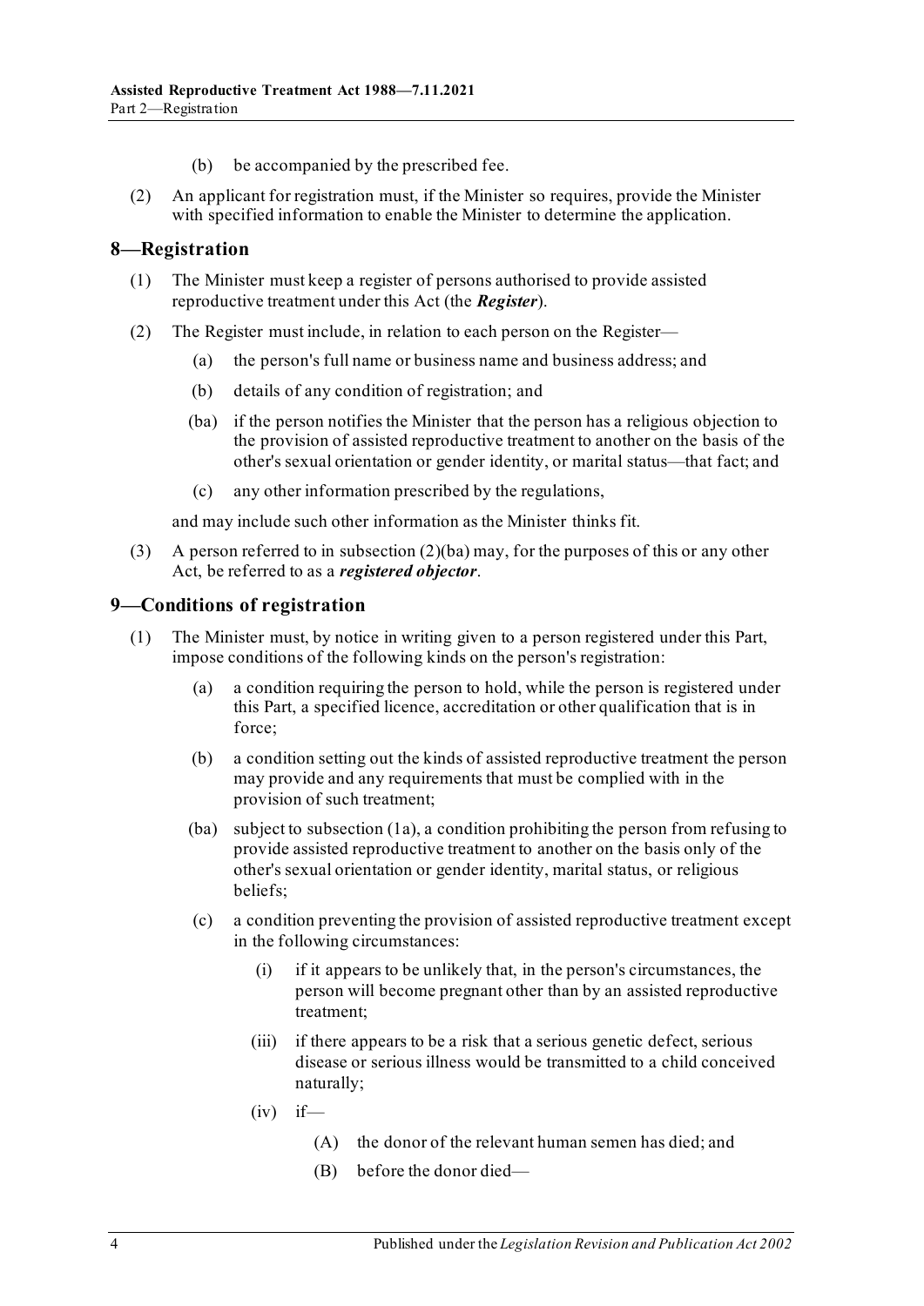(b) be accompanied by the prescribed fee.

(2) An applicant for registration must, if the Minister so requires, provide the Minister with specified information to enable the Minister to determine the application.

## 8—Registration

(1) The Minister must keep a register of persons authorised to provide assisted reproductive treatment under this Act (the ***Register***).

(2) The Register must include, in relation to each person on the Register—

(a) the person's full name or business name and business address; and

(b) details of any condition of registration; and

(ba) if the person notifies the Minister that the person has a religious objection to the provision of assisted reproductive treatment to another on the basis of the other's sexual orientation or gender identity, or marital status—that fact; and

(c) any other information prescribed by the regulations,

and may include such other information as the Minister thinks fit.

(3) A person referred to in subsection (2)(ba) may, for the purposes of this or any other Act, be referred to as a ***registered objector***.

## 9—Conditions of registration

(1) The Minister must, by notice in writing given to a person registered under this Part, impose conditions of the following kinds on the person's registration:

(a) a condition requiring the person to hold, while the person is registered under this Part, a specified licence, accreditation or other qualification that is in force;

(b) a condition setting out the kinds of assisted reproductive treatment the person may provide and any requirements that must be complied with in the provision of such treatment;

(ba) subject to subsection (1a), a condition prohibiting the person from refusing to provide assisted reproductive treatment to another on the basis only of the other's sexual orientation or gender identity, marital status, or religious beliefs;

(c) a condition preventing the provision of assisted reproductive treatment except in the following circumstances:

(i) if it appears to be unlikely that, in the person's circumstances, the person will become pregnant other than by an assisted reproductive treatment;

(iii) if there appears to be a risk that a serious genetic defect, serious disease or serious illness would be transmitted to a child conceived naturally;

(iv) if—

(A) the donor of the relevant human semen has died; and

(B) before the donor died—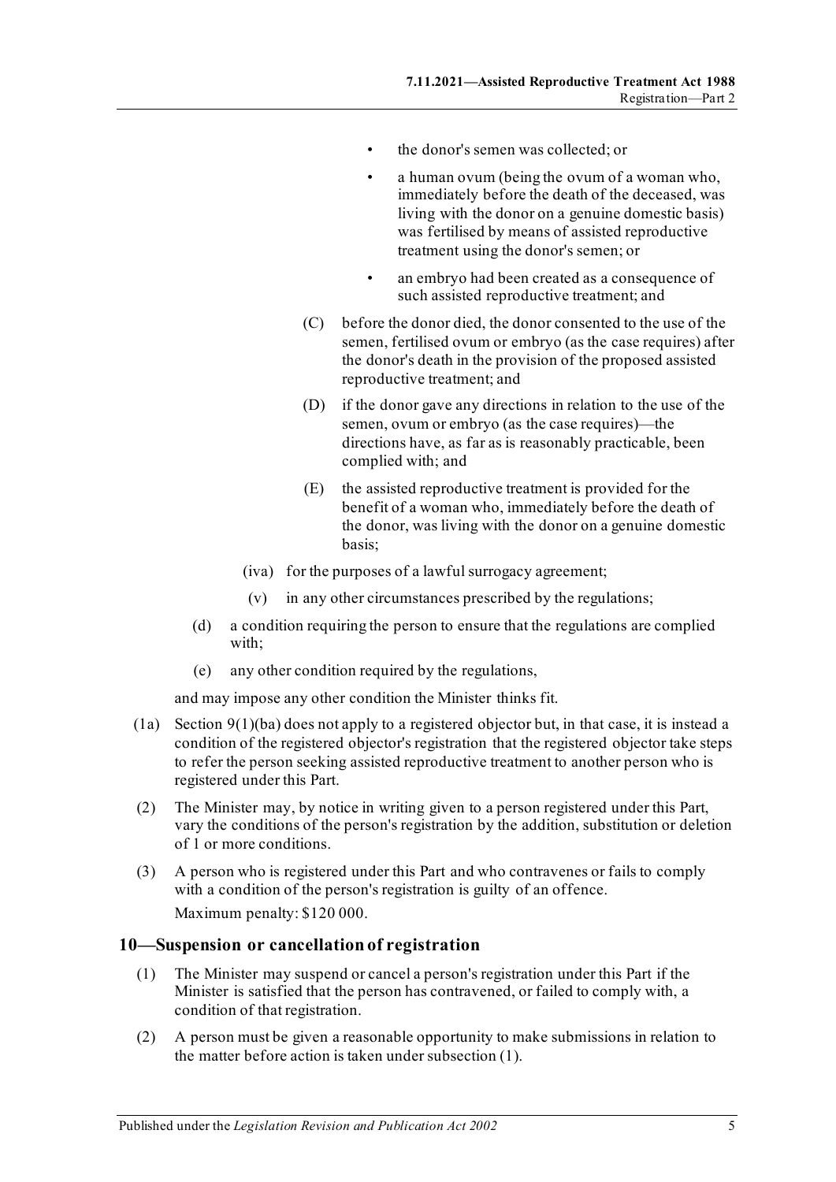- the donor's semen was collected; or
- a human ovum (being the ovum of a woman who, immediately before the death of the deceased, was living with the donor on a genuine domestic basis) was fertilised by means of assisted reproductive treatment using the donor's semen; or
- an embryo had been created as a consequence of such assisted reproductive treatment; and

(C) before the donor died, the donor consented to the use of the semen, fertilised ovum or embryo (as the case requires) after the donor's death in the provision of the proposed assisted reproductive treatment; and

(D) if the donor gave any directions in relation to the use of the semen, ovum or embryo (as the case requires)—the directions have, as far as is reasonably practicable, been complied with; and

(E) the assisted reproductive treatment is provided for the benefit of a woman who, immediately before the death of the donor, was living with the donor on a genuine domestic basis;

(iva) for the purposes of a lawful surrogacy agreement;

(v) in any other circumstances prescribed by the regulations;

(d) a condition requiring the person to ensure that the regulations are complied with;

(e) any other condition required by the regulations,

and may impose any other condition the Minister thinks fit.

(1a) Section 9(1)(ba) does not apply to a registered objector but, in that case, it is instead a condition of the registered objector's registration that the registered objector take steps to refer the person seeking assisted reproductive treatment to another person who is registered under this Part.

(2) The Minister may, by notice in writing given to a person registered under this Part, vary the conditions of the person's registration by the addition, substitution or deletion of 1 or more conditions.

(3) A person who is registered under this Part and who contravenes or fails to comply with a condition of the person's registration is guilty of an offence.

Maximum penalty: $120 000.

## 10—Suspension or cancellation of registration

(1) The Minister may suspend or cancel a person's registration under this Part if the Minister is satisfied that the person has contravened, or failed to comply with, a condition of that registration.

(2) A person must be given a reasonable opportunity to make submissions in relation to the matter before action is taken under subsection (1).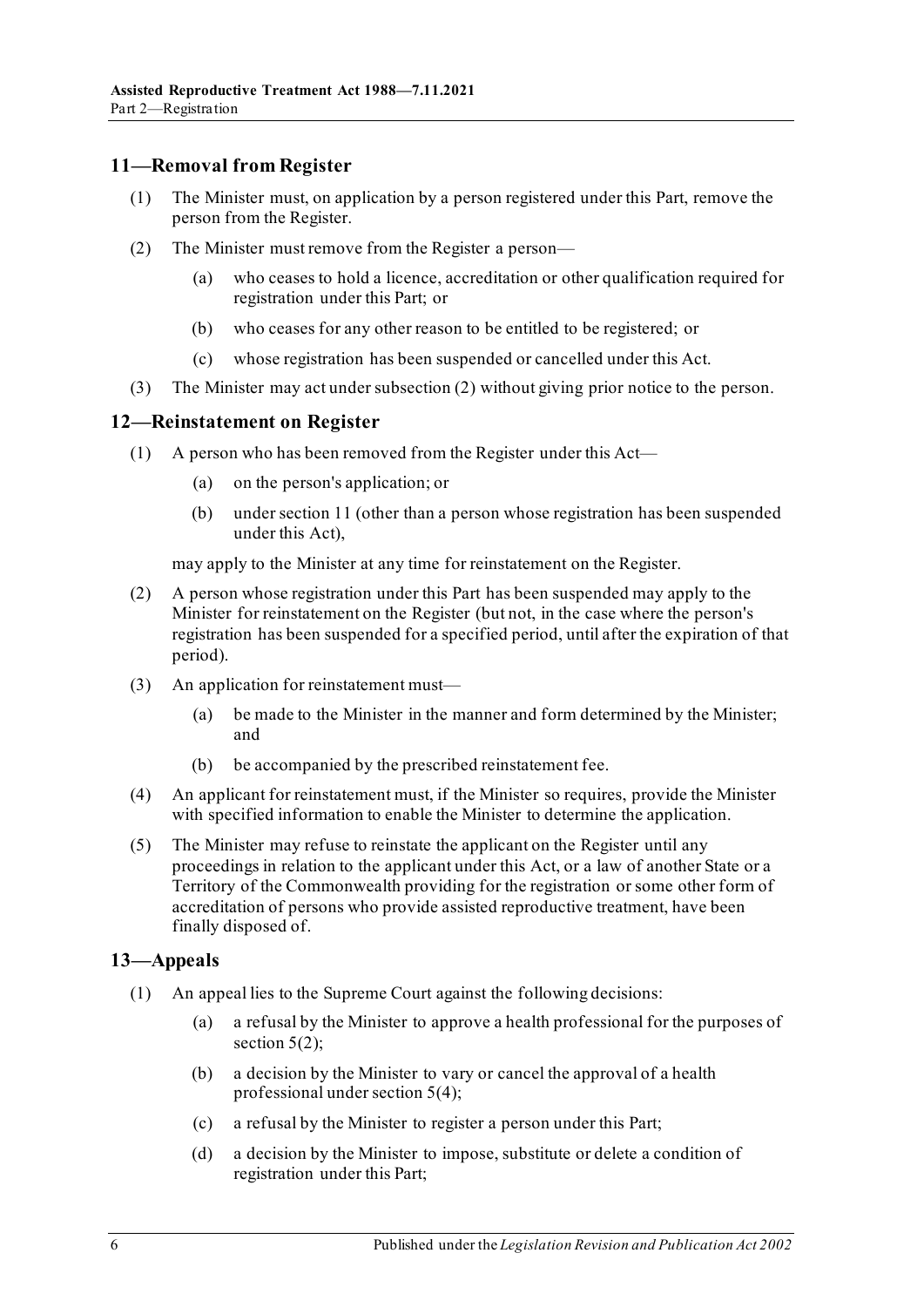## 11—Removal from Register

(1) The Minister must, on application by a person registered under this Part, remove the person from the Register.

(2) The Minister must remove from the Register a person—

(a) who ceases to hold a licence, accreditation or other qualification required for registration under this Part; or

(b) who ceases for any other reason to be entitled to be registered; or

(c) whose registration has been suspended or cancelled under this Act.

(3) The Minister may act under subsection (2) without giving prior notice to the person.

## 12—Reinstatement on Register

(1) A person who has been removed from the Register under this Act—

(a) on the person's application; or

(b) under section 11 (other than a person whose registration has been suspended under this Act),

may apply to the Minister at any time for reinstatement on the Register.

(2) A person whose registration under this Part has been suspended may apply to the Minister for reinstatement on the Register (but not, in the case where the person's registration has been suspended for a specified period, until after the expiration of that period).

(3) An application for reinstatement must—

(a) be made to the Minister in the manner and form determined by the Minister; and

(b) be accompanied by the prescribed reinstatement fee.

(4) An applicant for reinstatement must, if the Minister so requires, provide the Minister with specified information to enable the Minister to determine the application.

(5) The Minister may refuse to reinstate the applicant on the Register until any proceedings in relation to the applicant under this Act, or a law of another State or a Territory of the Commonwealth providing for the registration or some other form of accreditation of persons who provide assisted reproductive treatment, have been finally disposed of.

## 13—Appeals

(1) An appeal lies to the Supreme Court against the following decisions:

(a) a refusal by the Minister to approve a health professional for the purposes of section 5(2);

(b) a decision by the Minister to vary or cancel the approval of a health professional under section 5(4);

(c) a refusal by the Minister to register a person under this Part;

(d) a decision by the Minister to impose, substitute or delete a condition of registration under this Part;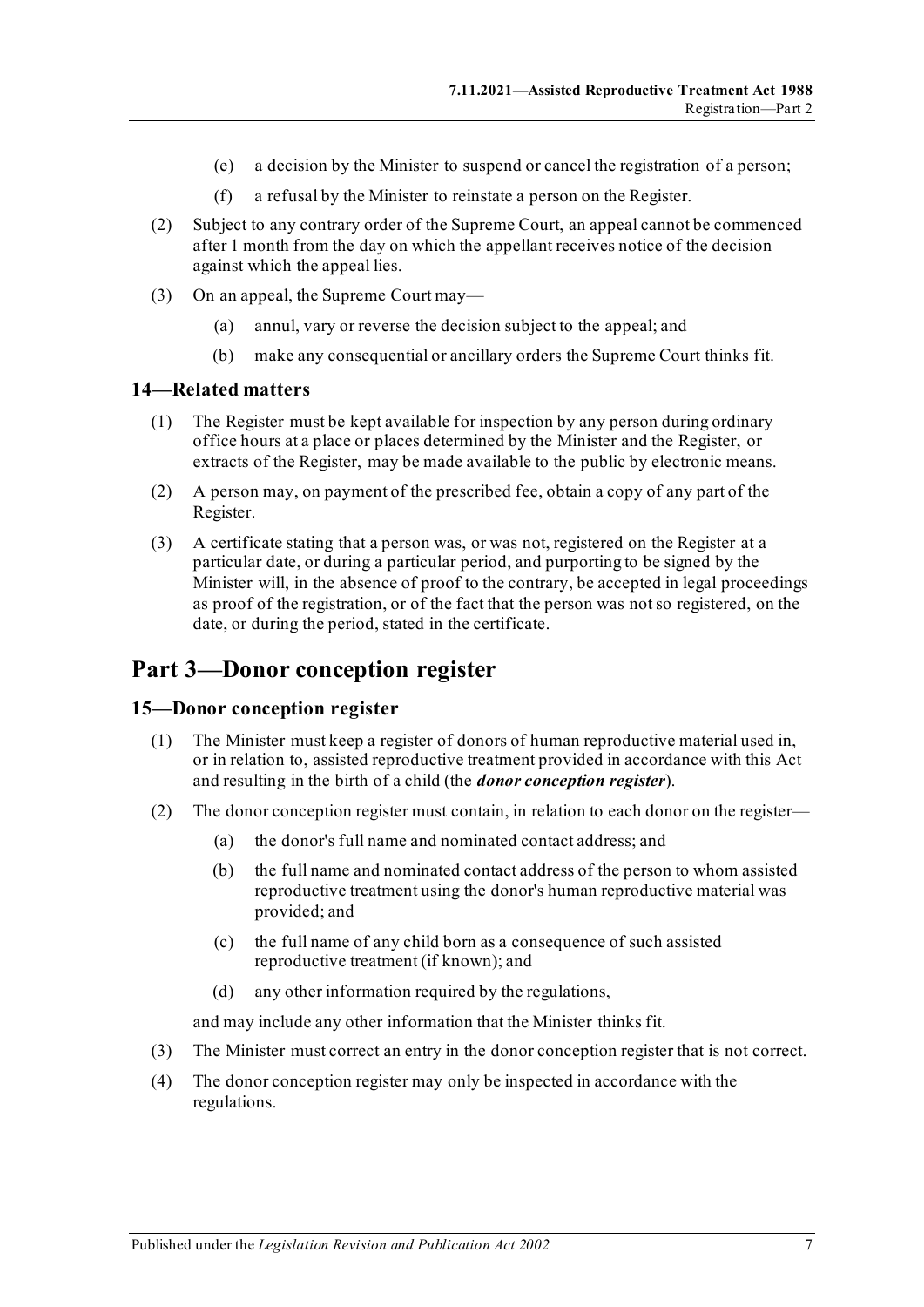(e) a decision by the Minister to suspend or cancel the registration of a person;

(f) a refusal by the Minister to reinstate a person on the Register.

(2) Subject to any contrary order of the Supreme Court, an appeal cannot be commenced after 1 month from the day on which the appellant receives notice of the decision against which the appeal lies.

(3) On an appeal, the Supreme Court may—

(a) annul, vary or reverse the decision subject to the appeal; and

(b) make any consequential or ancillary orders the Supreme Court thinks fit.

### 14—Related matters

(1) The Register must be kept available for inspection by any person during ordinary office hours at a place or places determined by the Minister and the Register, or extracts of the Register, may be made available to the public by electronic means.

(2) A person may, on payment of the prescribed fee, obtain a copy of any part of the Register.

(3) A certificate stating that a person was, or was not, registered on the Register at a particular date, or during a particular period, and purporting to be signed by the Minister will, in the absence of proof to the contrary, be accepted in legal proceedings as proof of the registration, or of the fact that the person was not so registered, on the date, or during the period, stated in the certificate.

## Part 3—Donor conception register

### 15—Donor conception register

(1) The Minister must keep a register of donors of human reproductive material used in, or in relation to, assisted reproductive treatment provided in accordance with this Act and resulting in the birth of a child (the ***donor conception register***).

(2) The donor conception register must contain, in relation to each donor on the register—

(a) the donor's full name and nominated contact address; and

(b) the full name and nominated contact address of the person to whom assisted reproductive treatment using the donor's human reproductive material was provided; and

(c) the full name of any child born as a consequence of such assisted reproductive treatment (if known); and

(d) any other information required by the regulations,

and may include any other information that the Minister thinks fit.

(3) The Minister must correct an entry in the donor conception register that is not correct.

(4) The donor conception register may only be inspected in accordance with the regulations.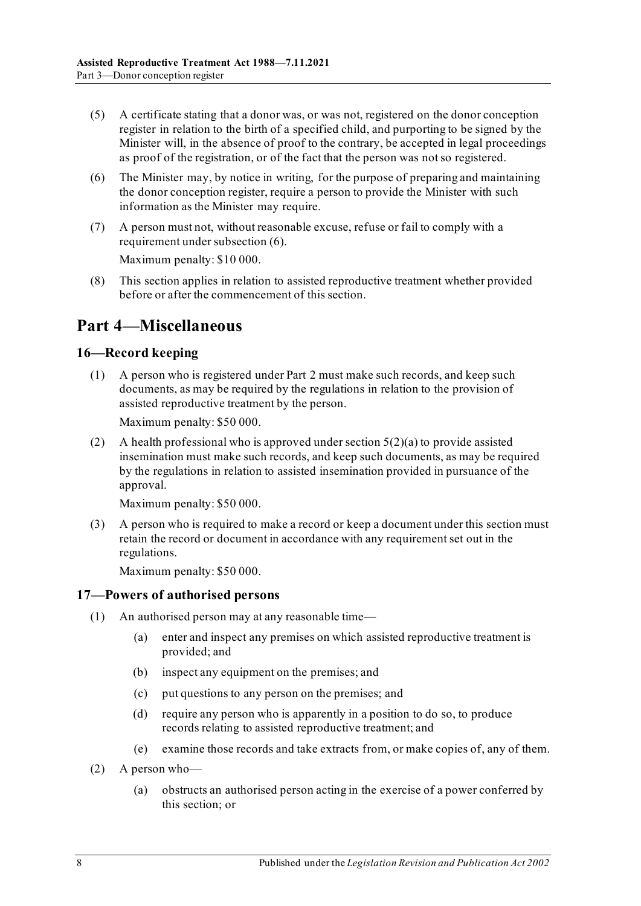(5) A certificate stating that a donor was, or was not, registered on the donor conception register in relation to the birth of a specified child, and purporting to be signed by the Minister will, in the absence of proof to the contrary, be accepted in legal proceedings as proof of the registration, or of the fact that the person was not so registered.

(6) The Minister may, by notice in writing, for the purpose of preparing and maintaining the donor conception register, require a person to provide the Minister with such information as the Minister may require.

(7) A person must not, without reasonable excuse, refuse or fail to comply with a requirement under subsection (6).

Maximum penalty: $10 000.

(8) This section applies in relation to assisted reproductive treatment whether provided before or after the commencement of this section.

# Part 4—Miscellaneous

## 16—Record keeping

(1) A person who is registered under Part 2 must make such records, and keep such documents, as may be required by the regulations in relation to the provision of assisted reproductive treatment by the person.

Maximum penalty: $50 000.

(2) A health professional who is approved under section 5(2)(a) to provide assisted insemination must make such records, and keep such documents, as may be required by the regulations in relation to assisted insemination provided in pursuance of the approval.

Maximum penalty: $50 000.

(3) A person who is required to make a record or keep a document under this section must retain the record or document in accordance with any requirement set out in the regulations.

Maximum penalty: $50 000.

## 17—Powers of authorised persons

(1) An authorised person may at any reasonable time—

(a) enter and inspect any premises on which assisted reproductive treatment is provided; and

(b) inspect any equipment on the premises; and

(c) put questions to any person on the premises; and

(d) require any person who is apparently in a position to do so, to produce records relating to assisted reproductive treatment; and

(e) examine those records and take extracts from, or make copies of, any of them.

(2) A person who—

(a) obstructs an authorised person acting in the exercise of a power conferred by this section; or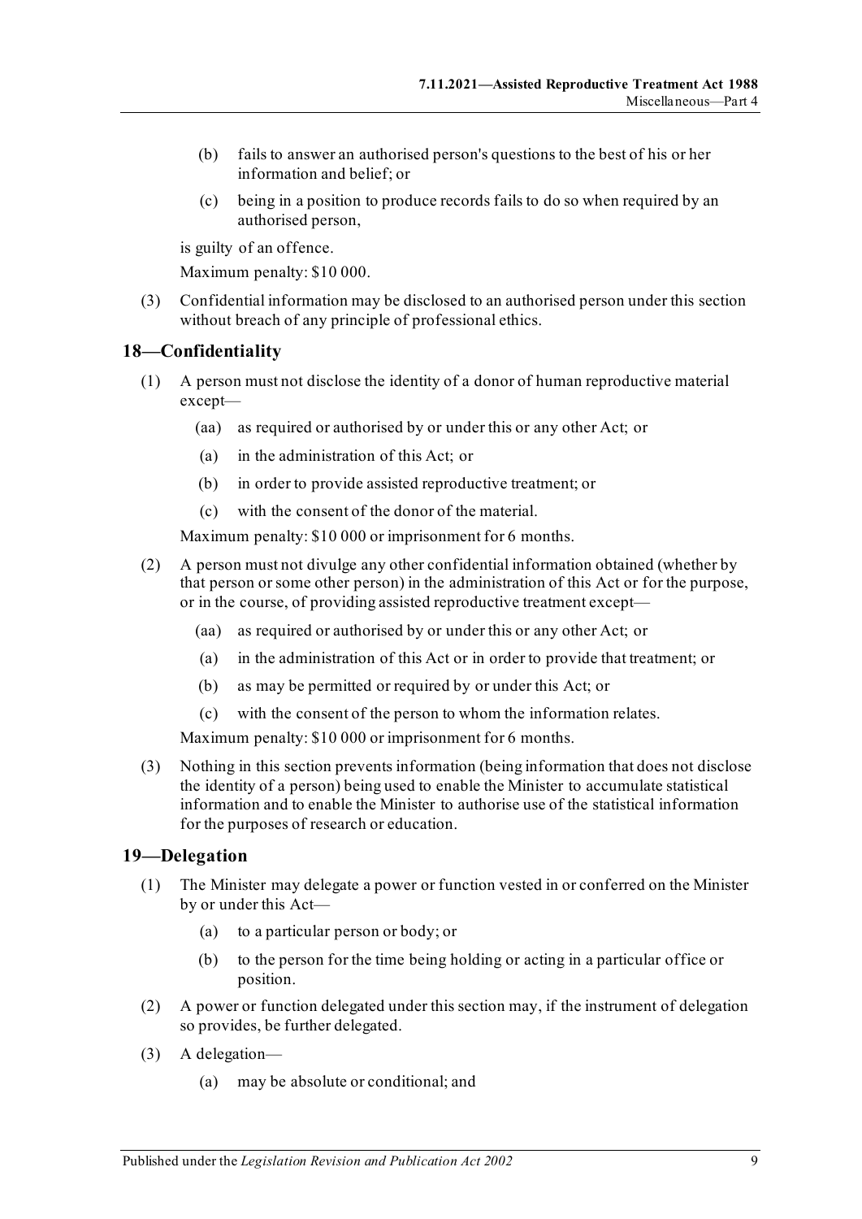(b) fails to answer an authorised person's questions to the best of his or her information and belief; or

(c) being in a position to produce records fails to do so when required by an authorised person,

is guilty of an offence.

Maximum penalty: $10 000.

(3) Confidential information may be disclosed to an authorised person under this section without breach of any principle of professional ethics.

## 18—Confidentiality

(1) A person must not disclose the identity of a donor of human reproductive material except—

(aa) as required or authorised by or under this or any other Act; or

(a) in the administration of this Act; or

(b) in order to provide assisted reproductive treatment; or

(c) with the consent of the donor of the material.

Maximum penalty: $10 000 or imprisonment for 6 months.

(2) A person must not divulge any other confidential information obtained (whether by that person or some other person) in the administration of this Act or for the purpose, or in the course, of providing assisted reproductive treatment except—

(aa) as required or authorised by or under this or any other Act; or

(a) in the administration of this Act or in order to provide that treatment; or

(b) as may be permitted or required by or under this Act; or

(c) with the consent of the person to whom the information relates.

Maximum penalty: $10 000 or imprisonment for 6 months.

(3) Nothing in this section prevents information (being information that does not disclose the identity of a person) being used to enable the Minister to accumulate statistical information and to enable the Minister to authorise use of the statistical information for the purposes of research or education.

## 19—Delegation

(1) The Minister may delegate a power or function vested in or conferred on the Minister by or under this Act—

(a) to a particular person or body; or

(b) to the person for the time being holding or acting in a particular office or position.

(2) A power or function delegated under this section may, if the instrument of delegation so provides, be further delegated.

(3) A delegation—

(a) may be absolute or conditional; and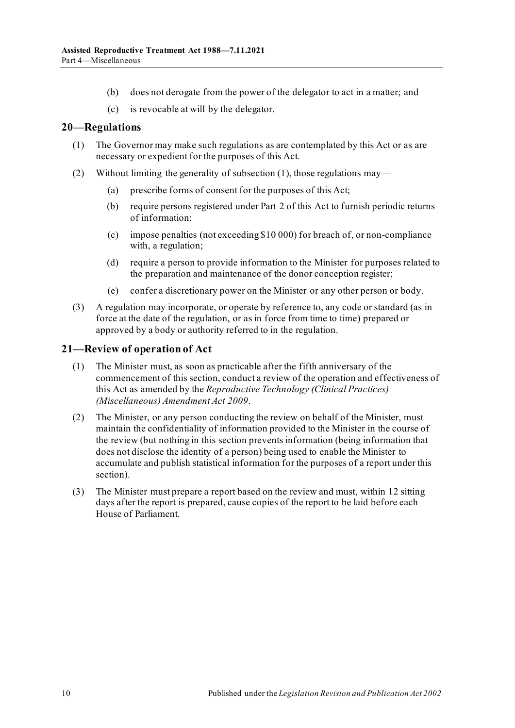(b) does not derogate from the power of the delegator to act in a matter; and

(c) is revocable at will by the delegator.

## 20—Regulations

(1) The Governor may make such regulations as are contemplated by this Act or as are necessary or expedient for the purposes of this Act.

(2) Without limiting the generality of subsection (1), those regulations may—

(a) prescribe forms of consent for the purposes of this Act;

(b) require persons registered under Part 2 of this Act to furnish periodic returns of information;

(c) impose penalties (not exceeding $10 000) for breach of, or non-compliance with, a regulation;

(d) require a person to provide information to the Minister for purposes related to the preparation and maintenance of the donor conception register;

(e) confer a discretionary power on the Minister or any other person or body.

(3) A regulation may incorporate, or operate by reference to, any code or standard (as in force at the date of the regulation, or as in force from time to time) prepared or approved by a body or authority referred to in the regulation.

## 21—Review of operation of Act

(1) The Minister must, as soon as practicable after the fifth anniversary of the commencement of this section, conduct a review of the operation and effectiveness of this Act as amended by the *Reproductive Technology (Clinical Practices) (Miscellaneous) Amendment Act 2009*.

(2) The Minister, or any person conducting the review on behalf of the Minister, must maintain the confidentiality of information provided to the Minister in the course of the review (but nothing in this section prevents information (being information that does not disclose the identity of a person) being used to enable the Minister to accumulate and publish statistical information for the purposes of a report under this section).

(3) The Minister must prepare a report based on the review and must, within 12 sitting days after the report is prepared, cause copies of the report to be laid before each House of Parliament.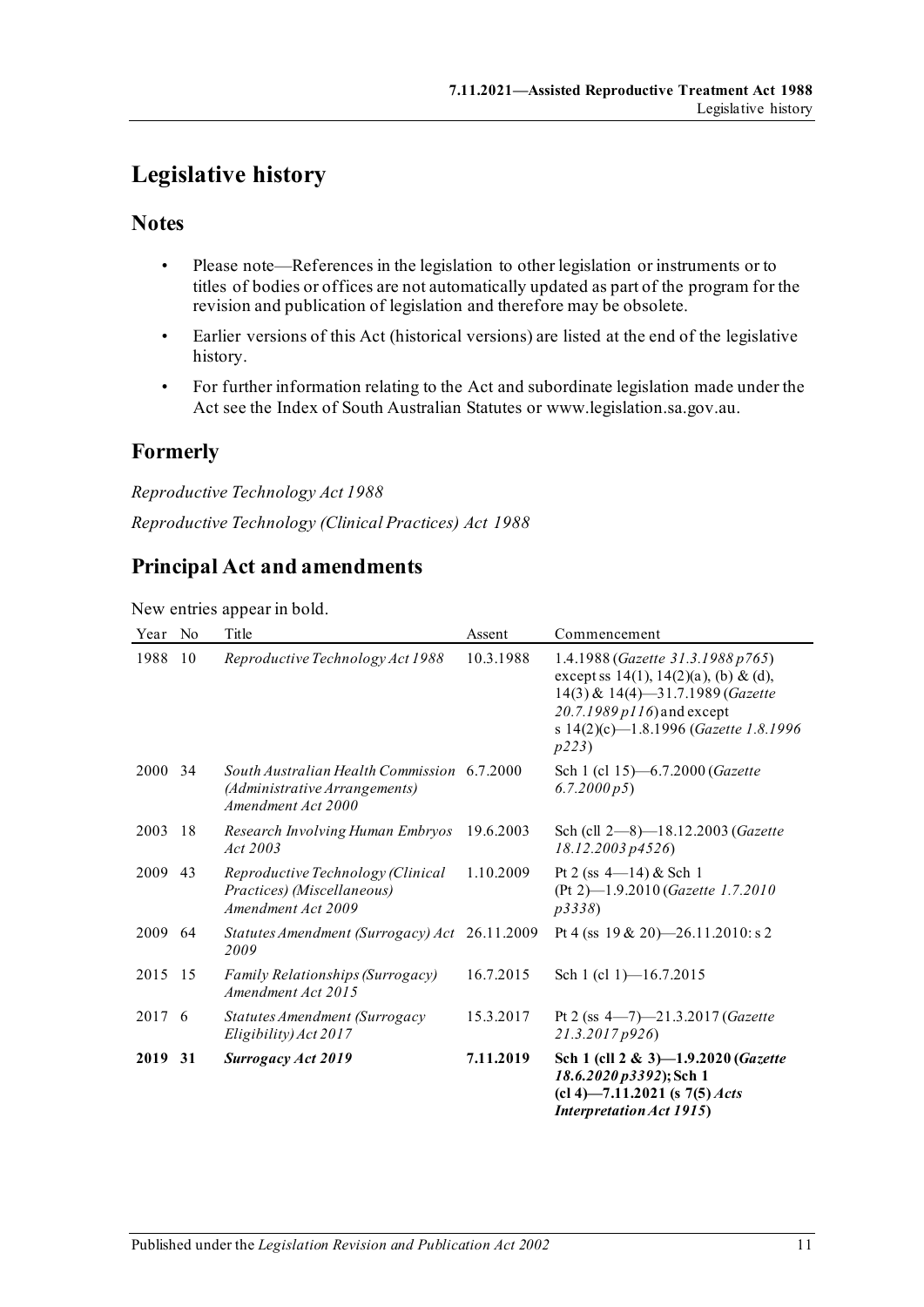# Legislative history

## Notes

- Please note—References in the legislation to other legislation or instruments or to titles of bodies or offices are not automatically updated as part of the program for the revision and publication of legislation and therefore may be obsolete.
- Earlier versions of this Act (historical versions) are listed at the end of the legislative history.
- For further information relating to the Act and subordinate legislation made under the Act see the Index of South Australian Statutes or www.legislation.sa.gov.au.

## Formerly

*Reproductive Technology Act 1988*

*Reproductive Technology (Clinical Practices) Act 1988*

## Principal Act and amendments

New entries appear in bold.

| Year | No | Title | Assent | Commencement |
|---|---|---|---|---|
| 1988 | 10 | *Reproductive Technology Act 1988* | 10.3.1988 | 1.4.1988 (*Gazette 31.3.1988 p765*) except ss 14(1), 14(2)(a), (b) & (d), 14(3) & 14(4)—31.7.1989 (*Gazette 20.7.1989 p116*) and except s 14(2)(c)—1.8.1996 (*Gazette 1.8.1996 p223*) |
| 2000 | 34 | *South Australian Health Commission (Administrative Arrangements) Amendment Act 2000* | 6.7.2000 | Sch 1 (cl 15)—6.7.2000 (*Gazette 6.7.2000 p5*) |
| 2003 | 18 | *Research Involving Human Embryos Act 2003* | 19.6.2003 | Sch (cll 2—8)—18.12.2003 (*Gazette 18.12.2003 p4526*) |
| 2009 | 43 | *Reproductive Technology (Clinical Practices) (Miscellaneous) Amendment Act 2009* | 1.10.2009 | Pt 2 (ss 4—14) & Sch 1 (Pt 2)—1.9.2010 (*Gazette 1.7.2010 p3338*) |
| 2009 | 64 | *Statutes Amendment (Surrogacy) Act 2009* | 26.11.2009 | Pt 4 (ss 19 & 20)—26.11.2010: s 2 |
| 2015 | 15 | *Family Relationships (Surrogacy) Amendment Act 2015* | 16.7.2015 | Sch 1 (cl 1)—16.7.2015 |
| 2017 | 6 | *Statutes Amendment (Surrogacy Eligibility) Act 2017* | 15.3.2017 | Pt 2 (ss 4—7)—21.3.2017 (*Gazette 21.3.2017 p926*) |
| **2019** | **31** | ***Surrogacy Act 2019*** | **7.11.2019** | **Sch 1 (cll 2 & 3)—1.9.2020 (*Gazette 18.6.2020 p3392*); Sch 1 (cl 4)—7.11.2021 (s 7(5) *Acts Interpretation Act 1915*)** |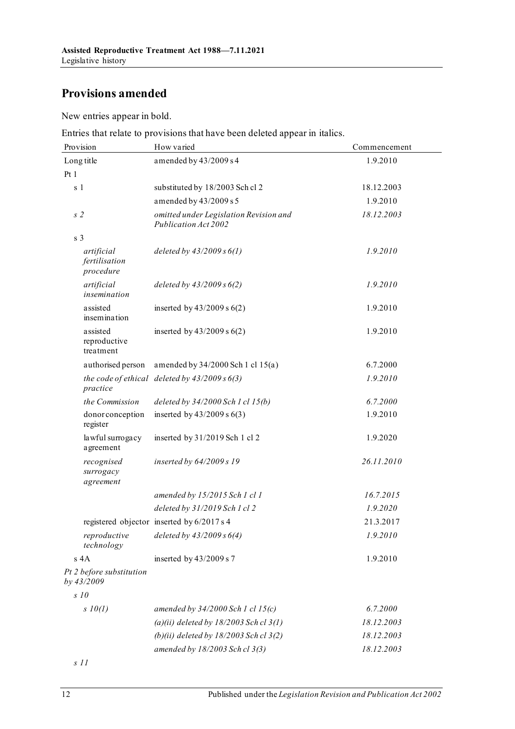## Provisions amended

New entries appear in bold.

Entries that relate to provisions that have been deleted appear in italics.

| Provision | How varied | Commencement |
|---|---|---|
| Long title | amended by 43/2009 s 4 | 1.9.2010 |
| Pt 1 | | |
| s 1 | substituted by 18/2003 Sch cl 2 | 18.12.2003 |
| | amended by 43/2009 s 5 | 1.9.2010 |
| *s 2* | *omitted under Legislation Revision and Publication Act 2002* | *18.12.2003* |
| s 3 | | |
| *artificial fertilisation procedure* | *deleted by 43/2009 s 6(1)* | *1.9.2010* |
| *artificial insemination* | *deleted by 43/2009 s 6(2)* | *1.9.2010* |
| assisted insemination | inserted by 43/2009 s 6(2) | 1.9.2010 |
| assisted reproductive treatment | inserted by 43/2009 s 6(2) | 1.9.2010 |
| authorised person | amended by 34/2000 Sch 1 cl 15(a) | 6.7.2000 |
| *the code of ethical practice* | *deleted by 43/2009 s 6(3)* | *1.9.2010* |
| *the Commission* | *deleted by 34/2000 Sch 1 cl 15(b)* | *6.7.2000* |
| donor conception register | inserted by 43/2009 s 6(3) | 1.9.2010 |
| lawful surrogacy agreement | inserted by 31/2019 Sch 1 cl 2 | 1.9.2020 |
| *recognised surrogacy agreement* | *inserted by 64/2009 s 19* | *26.11.2010* |
| | *amended by 15/2015 Sch 1 cl 1* | *16.7.2015* |
| | *deleted by 31/2019 Sch 1 cl 2* | *1.9.2020* |
| registered objector | inserted by 6/2017 s 4 | 21.3.2017 |
| *reproductive technology* | *deleted by 43/2009 s 6(4)* | *1.9.2010* |
| s 4A | inserted by 43/2009 s 7 | 1.9.2010 |
| *Pt 2 before substitution by 43/2009* | | |
| *s 10* | | |
| *s 10(1)* | *amended by 34/2000 Sch 1 cl 15(c)* | *6.7.2000* |
| | *(a)(ii) deleted by 18/2003 Sch cl 3(1)* | *18.12.2003* |
| | *(b)(ii) deleted by 18/2003 Sch cl 3(2)* | *18.12.2003* |
| | *amended by 18/2003 Sch cl 3(3)* | *18.12.2003* |
| *s 11* | | |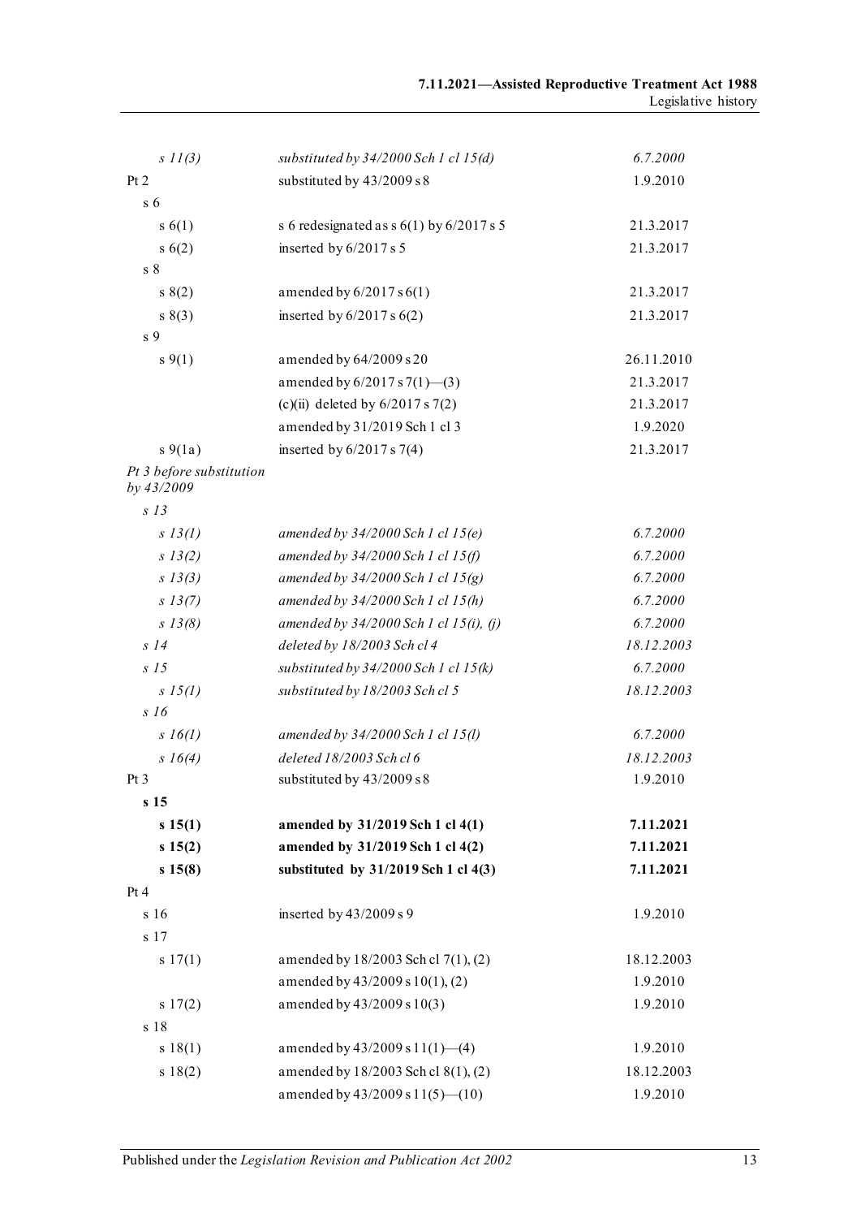| | | |
|---|---|---|
| *s 11(3)* | *substituted by 34/2000 Sch 1 cl 15(d)* | *6.7.2000* |
| Pt 2 | substituted by 43/2009 s 8 | 1.9.2010 |
| s 6 | | |
| s 6(1) | s 6 redesignated as s 6(1) by 6/2017 s 5 | 21.3.2017 |
| s 6(2) | inserted by 6/2017 s 5 | 21.3.2017 |
| s 8 | | |
| s 8(2) | amended by 6/2017 s 6(1) | 21.3.2017 |
| s 8(3) | inserted by 6/2017 s 6(2) | 21.3.2017 |
| s 9 | | |
| s 9(1) | amended by 64/2009 s 20 | 26.11.2010 |
| | amended by 6/2017 s 7(1)—(3) | 21.3.2017 |
| | (c)(ii) deleted by 6/2017 s 7(2) | 21.3.2017 |
| | amended by 31/2019 Sch 1 cl 3 | 1.9.2020 |
| s 9(1a) | inserted by 6/2017 s 7(4) | 21.3.2017 |
| *Pt 3 before substitution by 43/2009* | | |
| *s 13* | | |
| *s 13(1)* | *amended by 34/2000 Sch 1 cl 15(e)* | *6.7.2000* |
| *s 13(2)* | *amended by 34/2000 Sch 1 cl 15(f)* | *6.7.2000* |
| *s 13(3)* | *amended by 34/2000 Sch 1 cl 15(g)* | *6.7.2000* |
| *s 13(7)* | *amended by 34/2000 Sch 1 cl 15(h)* | *6.7.2000* |
| *s 13(8)* | *amended by 34/2000 Sch 1 cl 15(i), (j)* | *6.7.2000* |
| *s 14* | *deleted by 18/2003 Sch cl 4* | *18.12.2003* |
| *s 15* | *substituted by 34/2000 Sch 1 cl 15(k)* | *6.7.2000* |
| *s 15(1)* | *substituted by 18/2003 Sch cl 5* | *18.12.2003* |
| *s 16* | | |
| *s 16(1)* | *amended by 34/2000 Sch 1 cl 15(l)* | *6.7.2000* |
| *s 16(4)* | *deleted 18/2003 Sch cl 6* | *18.12.2003* |
| Pt 3 | substituted by 43/2009 s 8 | 1.9.2010 |
| **s 15** | | |
| **s 15(1)** | **amended by 31/2019 Sch 1 cl 4(1)** | **7.11.2021** |
| **s 15(2)** | **amended by 31/2019 Sch 1 cl 4(2)** | **7.11.2021** |
| **s 15(8)** | **substituted by 31/2019 Sch 1 cl 4(3)** | **7.11.2021** |
| Pt 4 | | |
| s 16 | inserted by 43/2009 s 9 | 1.9.2010 |
| s 17 | | |
| s 17(1) | amended by 18/2003 Sch cl 7(1), (2) | 18.12.2003 |
| | amended by 43/2009 s 10(1), (2) | 1.9.2010 |
| s 17(2) | amended by 43/2009 s 10(3) | 1.9.2010 |
| s 18 | | |
| s 18(1) | amended by 43/2009 s 11(1)—(4) | 1.9.2010 |
| s 18(2) | amended by 18/2003 Sch cl 8(1), (2) | 18.12.2003 |
| | amended by 43/2009 s 11(5)—(10) | 1.9.2010 |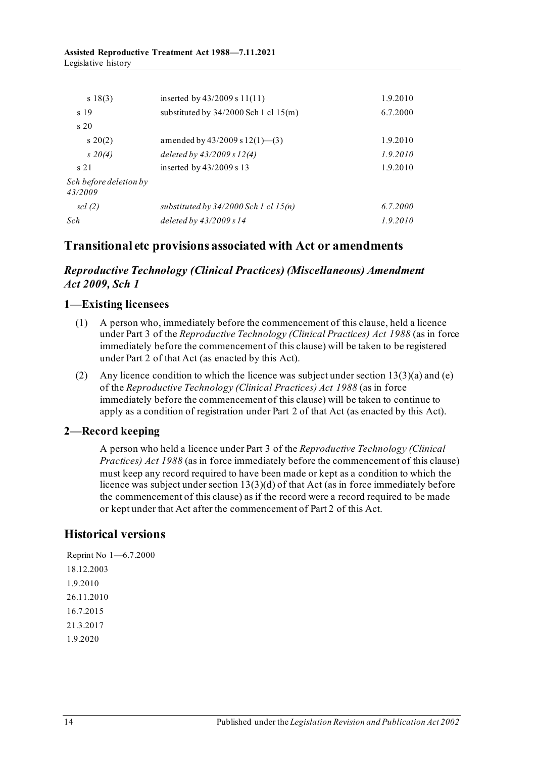| | | |
|---|---|---|
| s 18(3) | inserted by 43/2009 s 11(11) | 1.9.2010 |
| s 19 | substituted by 34/2000 Sch 1 cl 15(m) | 6.7.2000 |
| s 20 | | |
| s 20(2) | amended by 43/2009 s 12(1)—(3) | 1.9.2010 |
| *s 20(4)* | *deleted by 43/2009 s 12(4)* | *1.9.2010* |
| s 21 | inserted by 43/2009 s 13 | 1.9.2010 |
| *Sch before deletion by 43/2009* | | |
| *scl (2)* | *substituted by 34/2000 Sch 1 cl 15(n)* | *6.7.2000* |
| *Sch* | *deleted by 43/2009 s 14* | *1.9.2010* |

## Transitional etc provisions associated with Act or amendments

### *Reproductive Technology (Clinical Practices) (Miscellaneous) Amendment Act 2009, Sch 1*

### 1—Existing licensees

(1) A person who, immediately before the commencement of this clause, held a licence under Part 3 of the *Reproductive Technology (Clinical Practices) Act 1988* (as in force immediately before the commencement of this clause) will be taken to be registered under Part 2 of that Act (as enacted by this Act).

(2) Any licence condition to which the licence was subject under section 13(3)(a) and (e) of the *Reproductive Technology (Clinical Practices) Act 1988* (as in force immediately before the commencement of this clause) will be taken to continue to apply as a condition of registration under Part 2 of that Act (as enacted by this Act).

### 2—Record keeping

A person who held a licence under Part 3 of the *Reproductive Technology (Clinical Practices) Act 1988* (as in force immediately before the commencement of this clause) must keep any record required to have been made or kept as a condition to which the licence was subject under section 13(3)(d) of that Act (as in force immediately before the commencement of this clause) as if the record were a record required to be made or kept under that Act after the commencement of Part 2 of this Act.

## Historical versions

Reprint No 1—6.7.2000
18.12.2003
1.9.2010
26.11.2010
16.7.2015
21.3.2017
1.9.2020